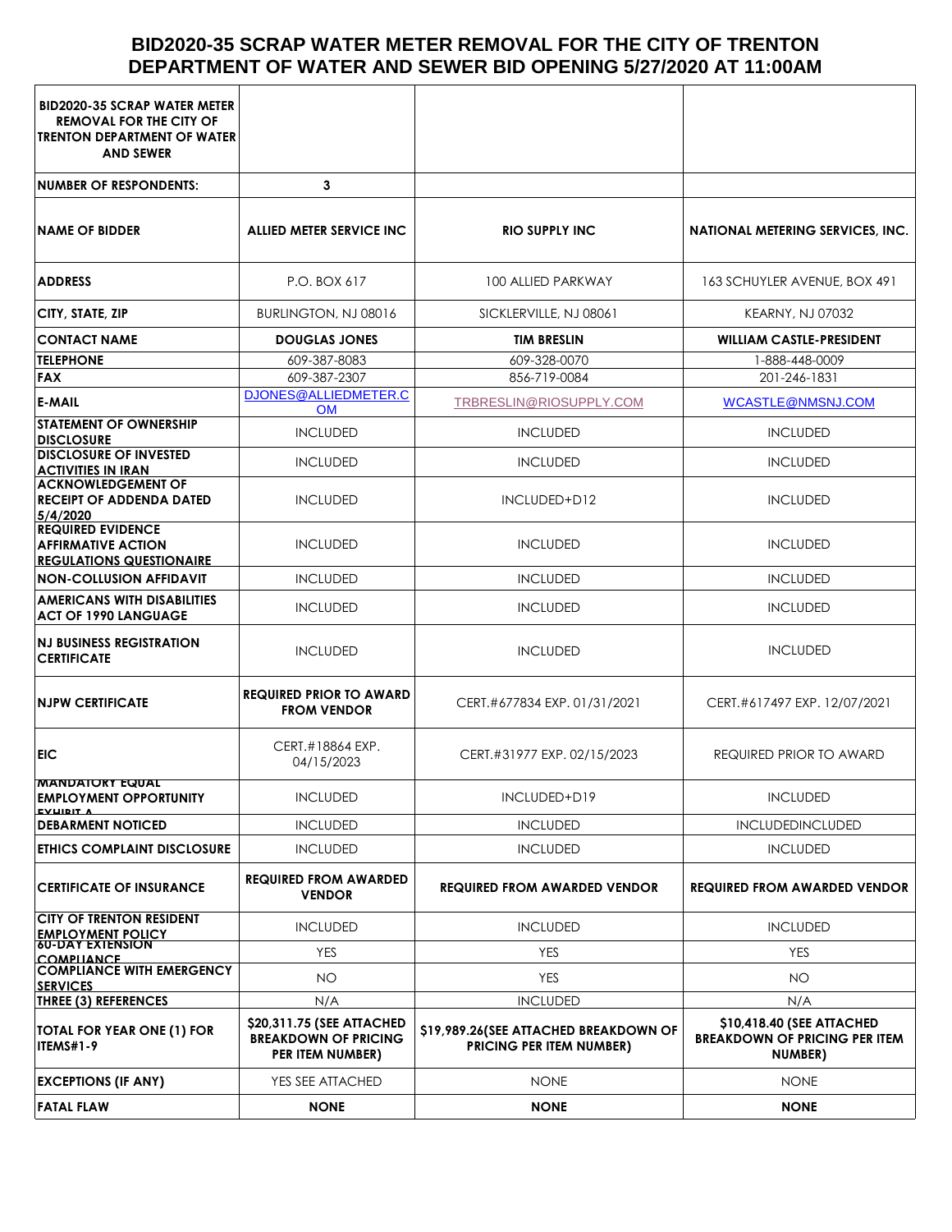# BID2020-35 SCRAP WATER METER REMOVAL FOR THE CITY OF TRENTON DEPARTMENT OF WATER AND SEWER BID OPENING 5/27/2020 AT 11:00AM

| **BID2020-35 SCRAP WATER METER REMOVAL FOR THE CITY OF TRENTON DEPARTMENT OF WATER AND SEWER** | | | |
|---|---|---|---|
| **NUMBER OF RESPONDENTS:** | **3** | | |
| **NAME OF BIDDER** | **ALLIED METER SERVICE INC** | **RIO SUPPLY INC** | **NATIONAL METERING SERVICES, INC.** |
| **ADDRESS** | P.O. BOX 617 | 100 ALLIED PARKWAY | 163 SCHUYLER AVENUE, BOX 491 |
| **CITY, STATE, ZIP** | BURLINGTON, NJ 08016 | SICKLERVILLE, NJ 08061 | KEARNY, NJ 07032 |
| **CONTACT NAME** | **DOUGLAS JONES** | **TIM BRESLIN** | **WILLIAM CASTLE-PRESIDENT** |
| **TELEPHONE** | 609-387-8083 | 609-328-0070 | 1-888-448-0009 |
| **FAX** | 609-387-2307 | 856-719-0084 | 201-246-1831 |
| **E-MAIL** | DJONES@ALLIEDMETER.COM | TRBRESLIN@RIOSUPPLY.COM | WCASTLE@NMSNJ.COM |
| **STATEMENT OF OWNERSHIP DISCLOSURE** | INCLUDED | INCLUDED | INCLUDED |
| **DISCLOSURE OF INVESTED ACTIVITIES IN IRAN** | INCLUDED | INCLUDED | INCLUDED |
| **ACKNOWLEDGEMENT OF RECEIPT OF ADDENDA DATED 5/4/2020** | INCLUDED | INCLUDED+D12 | INCLUDED |
| **REQUIRED EVIDENCE AFFIRMATIVE ACTION REGULATIONS QUESTIONAIRE** | INCLUDED | INCLUDED | INCLUDED |
| **NON-COLLUSION AFFIDAVIT** | INCLUDED | INCLUDED | INCLUDED |
| **AMERICANS WITH DISABILITIES ACT OF 1990 LANGUAGE** | INCLUDED | INCLUDED | INCLUDED |
| **NJ BUSINESS REGISTRATION CERTIFICATE** | INCLUDED | INCLUDED | INCLUDED |
| **NJPW CERTIFICATE** | **REQUIRED PRIOR TO AWARD FROM VENDOR** | CERT.#677834 EXP. 01/31/2021 | CERT.#617497 EXP. 12/07/2021 |
| **EIC** | CERT.#18864 EXP. 04/15/2023 | CERT.#31977 EXP. 02/15/2023 | REQUIRED PRIOR TO AWARD |
| **MANDATORY EQUAL EMPLOYMENT OPPORTUNITY EXHIBIT A** | INCLUDED | INCLUDED+D19 | INCLUDED |
| **DEBARMENT NOTICED** | INCLUDED | INCLUDED | INCLUDEDINCLUDED |
| **ETHICS COMPLAINT DISCLOSURE** | INCLUDED | INCLUDED | INCLUDED |
| **CERTIFICATE OF INSURANCE** | **REQUIRED FROM AWARDED VENDOR** | **REQUIRED FROM AWARDED VENDOR** | **REQUIRED FROM AWARDED VENDOR** |
| **CITY OF TRENTON RESIDENT EMPLOYMENT POLICY** | INCLUDED | INCLUDED | INCLUDED |
| **60-DAY EXTENSION COMPLIANCE** | YES | YES | YES |
| **COMPLIANCE WITH EMERGENCY SERVICES** | NO | YES | NO |
| **THREE (3) REFERENCES** | N/A | INCLUDED | N/A |
| **TOTAL FOR YEAR ONE (1) FOR ITEMS#1-9** | **$20,311.75 (SEE ATTACHED BREAKDOWN OF PRICING PER ITEM NUMBER)** | **$19,989.26(SEE ATTACHED BREAKDOWN OF PRICING PER ITEM NUMBER)** | **$10,418.40 (SEE ATTACHED BREAKDOWN OF PRICING PER ITEM NUMBER)** |
| **EXCEPTIONS (IF ANY)** | YES SEE ATTACHED | NONE | NONE |
| **FATAL FLAW** | **NONE** | **NONE** | **NONE** |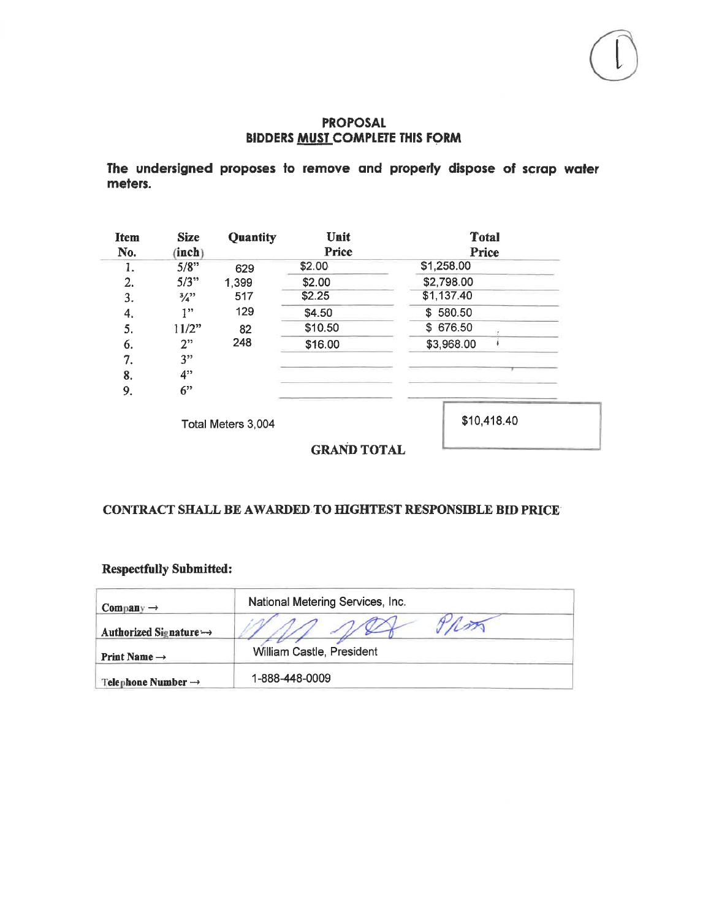(1)

## PROPOSAL
## BIDDERS **MUST** COMPLETE THIS FORM

**The undersigned proposes to remove and properly dispose of scrap water meters.**

| Item No. | Size (inch) | Quantity | Unit Price | Total Price |
|---|---|---|---|---|
| 1. | 5/8" | 629 | $2.00 | $1,258.00 |
| 2. | 5/3" | 1,399 | $2.00 | $2,798.00 |
| 3. | ¾" | 517 | $2.25 | $1,137.40 |
| 4. | 1" | 129 | $4.50 | $ 580.50 |
| 5. | 11/2" | 82 | $10.50 | $ 676.50 |
| 6. | 2" | 248 | $16.00 | $3,968.00 |
| 7. | 3" | | | |
| 8. | 4" | | | |
| 9. | 6" | | | |
| | | Total Meters 3,004 | **GRAND TOTAL** | $10,418.40 |

**CONTRACT SHALL BE AWARDED TO HIGHTEST RESPONSIBLE BID PRICE**

**Respectfully Submitted:**

| | |
|---|---|
| **Company →** | National Metering Services, Inc. |
| **Authorized Signature →** | *(signature)* |
| **Print Name →** | William Castle, President |
| **Telephone Number →** | 1-888-448-0009 |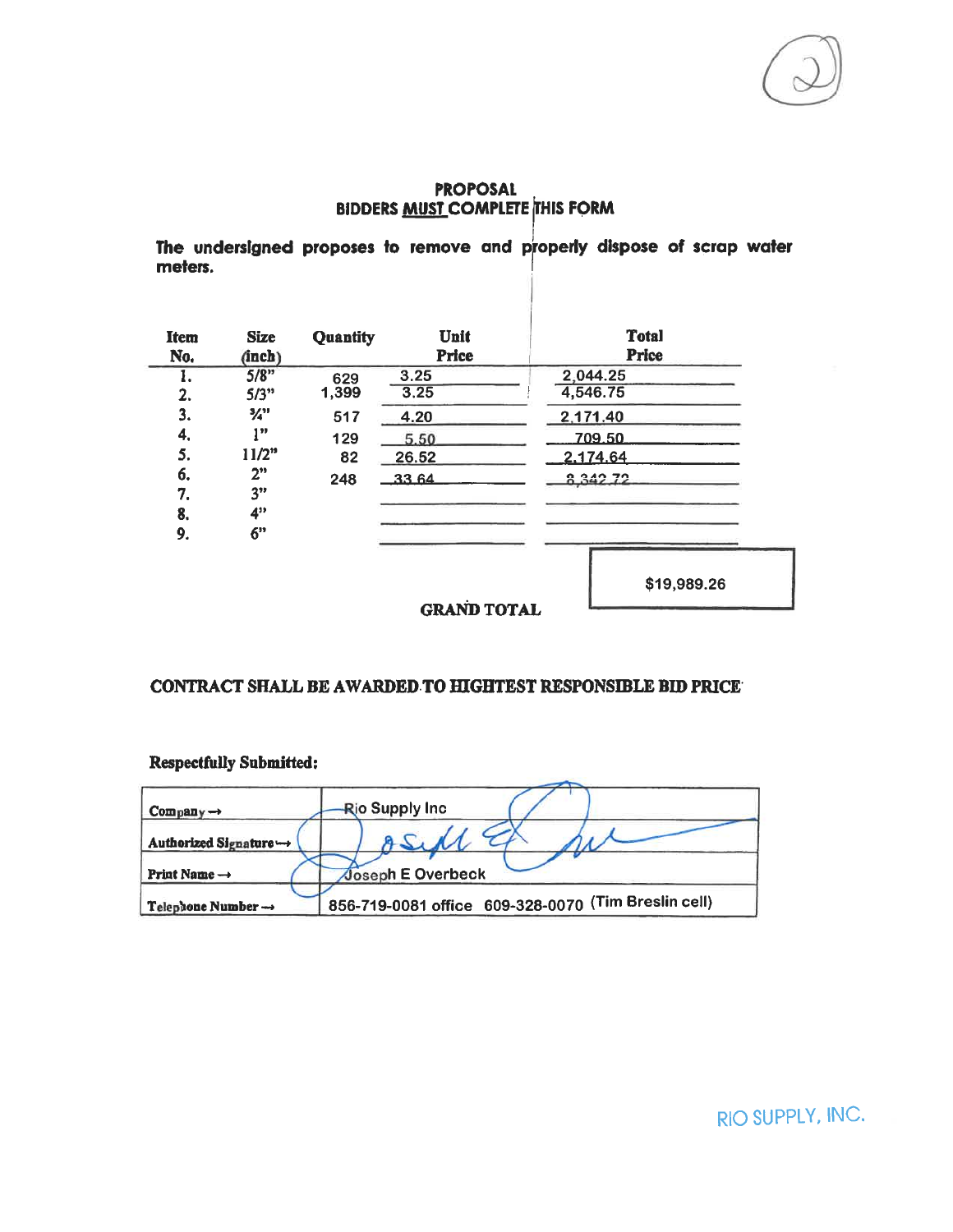## PROPOSAL
### BIDDERS MUST COMPLETE THIS FORM

**The undersigned proposes to remove and properly dispose of scrap water meters.**

| Item No. | Size (inch) | Quantity | Unit Price | Total Price |
|---|---|---|---|---|
| 1. | 5/8" | 629 | 3.25 | 2,044.25 |
| 2. | 5/3" | 1,399 | 3.25 | 4,546.75 |
| 3. | ¾" | 517 | 4.20 | 2,171.40 |
| 4. | 1" | 129 | 5.50 | 709.50 |
| 5. | 11/2" | 82 | 26.52 | 2,174.64 |
| 6. | 2" | 248 | 33.64 | 8,342.72 |
| 7. | 3" | | | |
| 8. | 4" | | | |
| 9. | 6" | | | |
| | | | **GRAND TOTAL** | $19,989.26 |

**CONTRACT SHALL BE AWARDED TO HIGHTEST RESPONSIBLE BID PRICE**

**Respectfully Submitted:**

| | |
|---|---|
| Company → | Rio Supply Inc |
| Authorized Signature → | *(signature)* |
| Print Name → | Joseph E Overbeck |
| Telephone Number → | 856-719-0081 office 609-328-0070 (Tim Breslin cell) |

RIO SUPPLY, INC.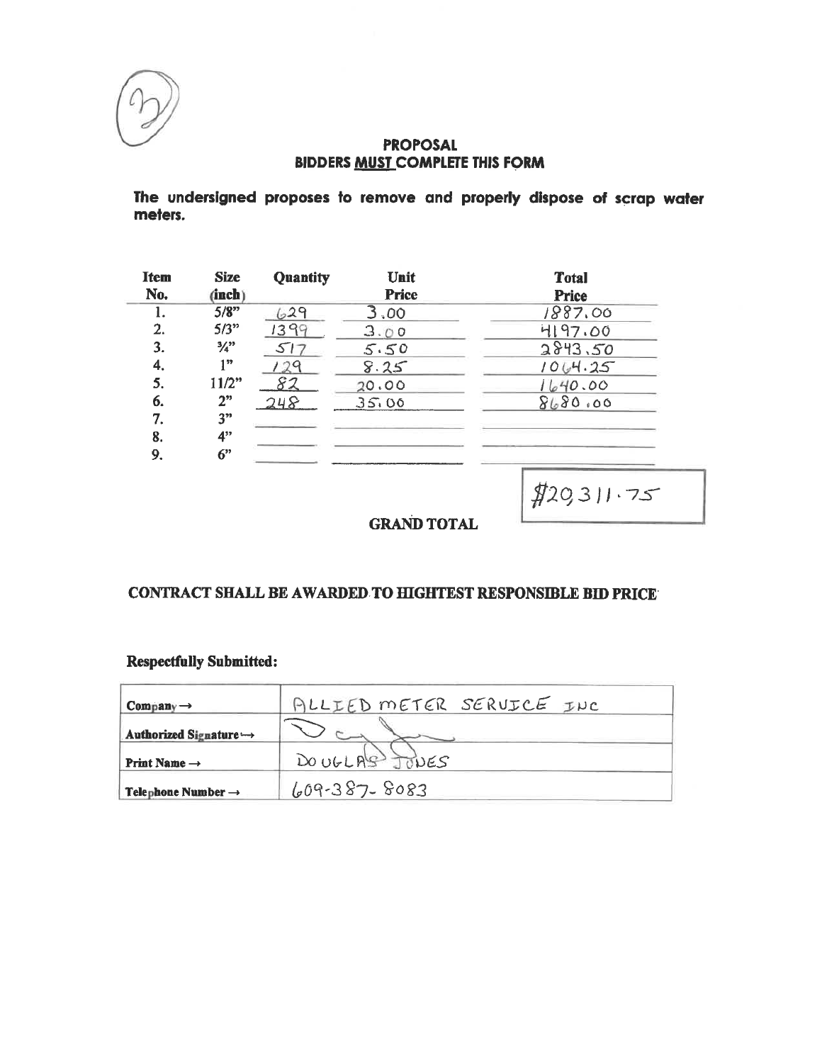(2)

**PROPOSAL**
**BIDDERS MUST COMPLETE THIS FORM**

**The undersigned proposes to remove and properly dispose of scrap water meters.**

| Item No. | Size (inch) | Quantity | Unit Price | Total Price |
|---|---|---|---|---|
| 1. | 5/8" | 629 | 3.00 | 1887.00 |
| 2. | 5/3" | 1399 | 3.00 | 4197.00 |
| 3. | ¾" | 517 | 5.50 | 2843.50 |
| 4. | 1" | 129 | 8.25 | 1064.25 |
| 5. | 11/2" | 82 | 20.00 | 1640.00 |
| 6. | 2" | 248 | 35.00 | 8680.00 |
| 7. | 3" | | | |
| 8. | 4" | | | |
| 9. | 6" | | | |

**GRAND TOTAL** $20,311.75

**CONTRACT SHALL BE AWARDED TO HIGHTEST RESPONSIBLE BID PRICE**

**Respectfully Submitted:**

| | |
|---|---|
| **Company →** | ALLIED METER SERVICE INC |
| **Authorized Signature →** | [signature] |
| **Print Name →** | DOUGLAS JONES |
| **Telephone Number →** | 609-387-8083 |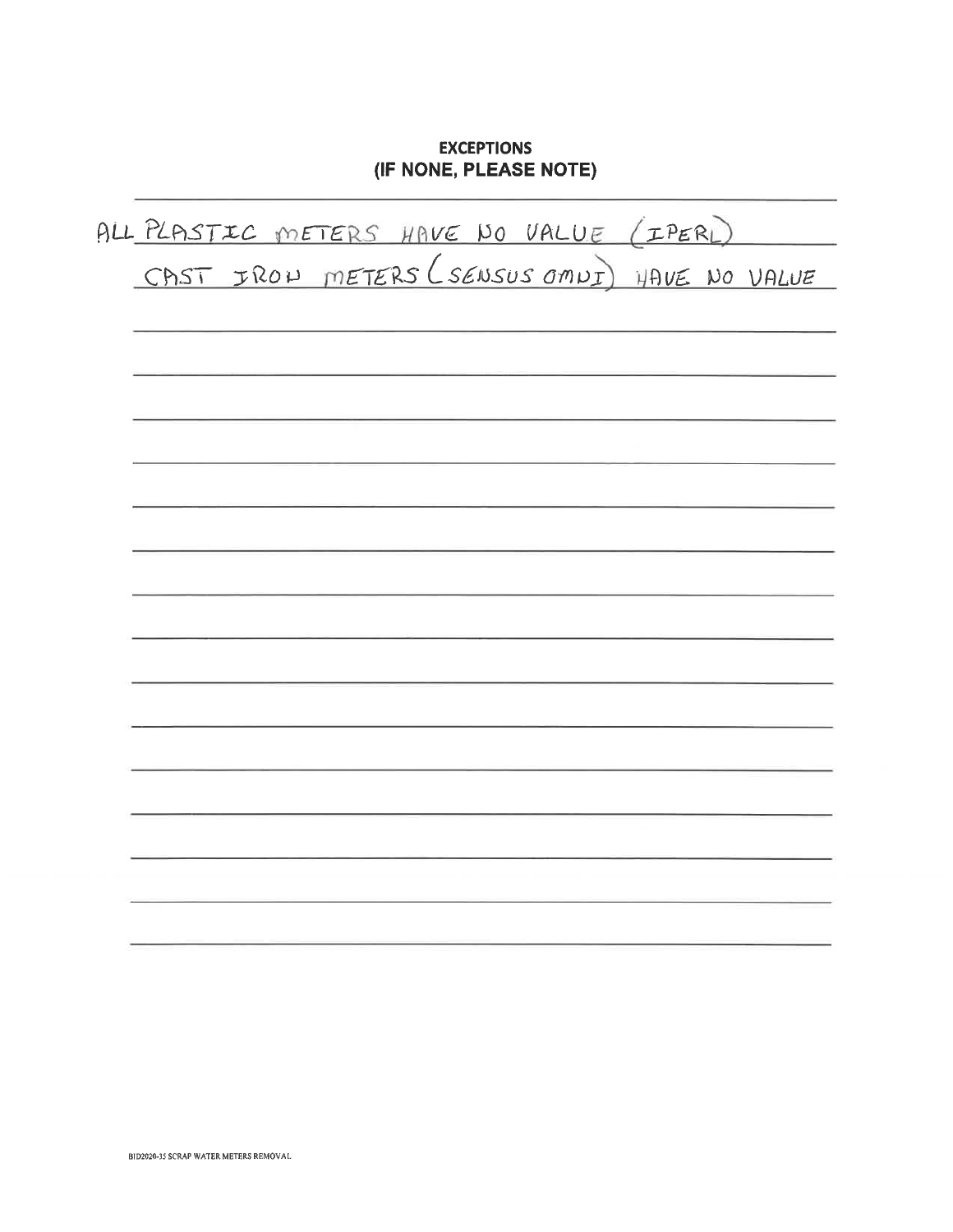**EXCEPTIONS**
**(IF NONE, PLEASE NOTE)**

ALL PLASTIC METERS HAVE NO VALUE (IPERL)

CAST IRON METERS (SENSUS OMNI) HAVE NO VALUE

BID2020-35 SCRAP WATER METERS REMOVAL